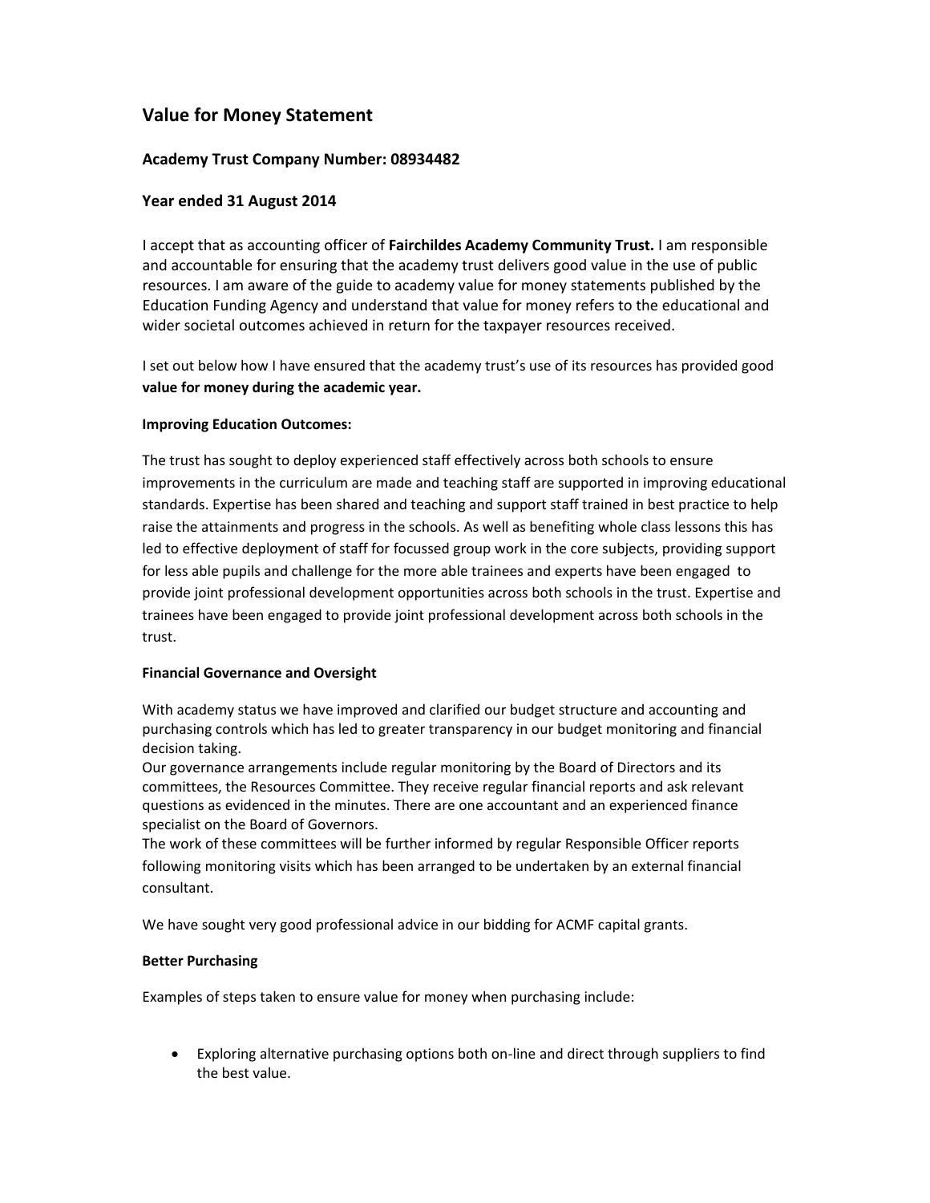# Value for Money Statement

### Academy Trust Company Number: 08934482

### Year ended 31 August 2014

I accept that as accounting officer of **Fairchildes Academy Community Trust.** I am responsible and accountable for ensuring that the academy trust delivers good value in the use of public resources. I am aware of the guide to academy value for money statements published by the Education Funding Agency and understand that value for money refers to the educational and wider societal outcomes achieved in return for the taxpayer resources received.

I set out below how I have ensured that the academy trust's use of its resources has provided good **value for money during the academic year.**

**Improving Education Outcomes:**

The trust has sought to deploy experienced staff effectively across both schools to ensure improvements in the curriculum are made and teaching staff are supported in improving educational standards. Expertise has been shared and teaching and support staff trained in best practice to help raise the attainments and progress in the schools. As well as benefiting whole class lessons this has led to effective deployment of staff for focussed group work in the core subjects, providing support for less able pupils and challenge for the more able trainees and experts have been engaged to provide joint professional development opportunities across both schools in the trust. Expertise and trainees have been engaged to provide joint professional development across both schools in the trust.

**Financial Governance and Oversight**

With academy status we have improved and clarified our budget structure and accounting and purchasing controls which has led to greater transparency in our budget monitoring and financial decision taking.
Our governance arrangements include regular monitoring by the Board of Directors and its committees, the Resources Committee. They receive regular financial reports and ask relevant questions as evidenced in the minutes. There are one accountant and an experienced finance specialist on the Board of Governors.
The work of these committees will be further informed by regular Responsible Officer reports following monitoring visits which has been arranged to be undertaken by an external financial consultant.

We have sought very good professional advice in our bidding for ACMF capital grants.

**Better Purchasing**

Examples of steps taken to ensure value for money when purchasing include:

- Exploring alternative purchasing options both on-line and direct through suppliers to find the best value.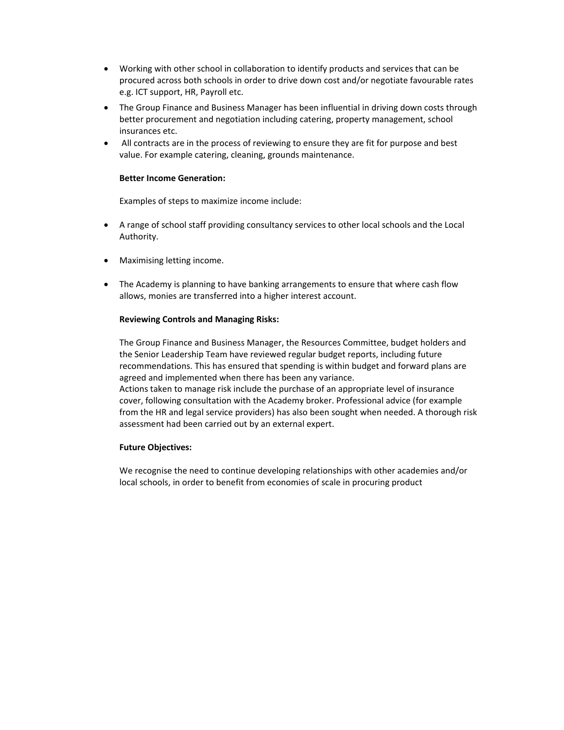- Working with other school in collaboration to identify products and services that can be procured across both schools in order to drive down cost and/or negotiate favourable rates e.g. ICT support, HR, Payroll etc.
- The Group Finance and Business Manager has been influential in driving down costs through better procurement and negotiation including catering, property management, school insurances etc.
- All contracts are in the process of reviewing to ensure they are fit for purpose and best value. For example catering, cleaning, grounds maintenance.

**Better Income Generation:**

Examples of steps to maximize income include:

- A range of school staff providing consultancy services to other local schools and the Local Authority.
- Maximising letting income.
- The Academy is planning to have banking arrangements to ensure that where cash flow allows, monies are transferred into a higher interest account.

**Reviewing Controls and Managing Risks:**

The Group Finance and Business Manager, the Resources Committee, budget holders and the Senior Leadership Team have reviewed regular budget reports, including future recommendations. This has ensured that spending is within budget and forward plans are agreed and implemented when there has been any variance.
Actions taken to manage risk include the purchase of an appropriate level of insurance cover, following consultation with the Academy broker. Professional advice (for example from the HR and legal service providers) has also been sought when needed. A thorough risk assessment had been carried out by an external expert.

**Future Objectives:**

We recognise the need to continue developing relationships with other academies and/or local schools, in order to benefit from economies of scale in procuring product